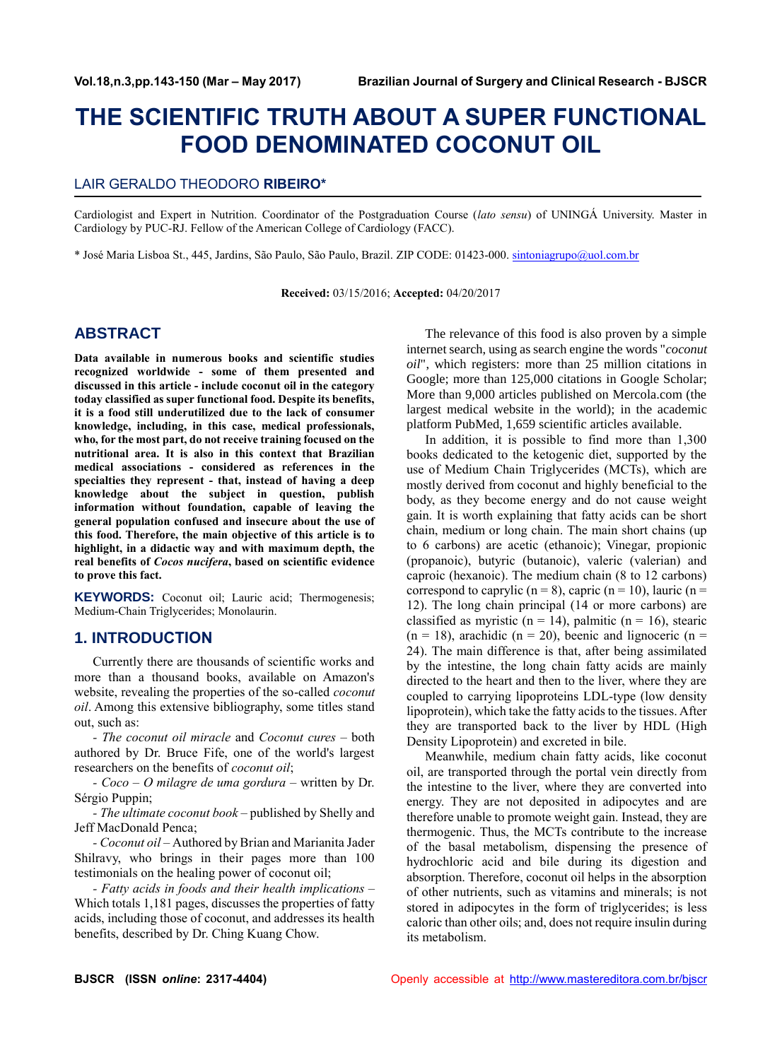# THE SCIENTIFIC TRUTH ABOUT A SUPER FUNCTIONAL FOOD DENOMINATED COCONUT OIL

LAIR GERALDO THEODORO **RIBEIRO***

Cardiologist and Expert in Nutrition. Coordinator of the Postgraduation Course (*lato sensu*) of UNINGÁ University. Master in Cardiology by PUC-RJ. Fellow of the American College of Cardiology (FACC).

* José Maria Lisboa St., 445, Jardins, São Paulo, São Paulo, Brazil. ZIP CODE: 01423-000. sintoniagrupo@uol.com.br

**Received:** 03/15/2016; **Accepted:** 04/20/2017

## ABSTRACT

**Data available in numerous books and scientific studies recognized worldwide - some of them presented and discussed in this article - include coconut oil in the category today classified as super functional food. Despite its benefits, it is a food still underutilized due to the lack of consumer knowledge, including, in this case, medical professionals, who, for the most part, do not receive training focused on the nutritional area. It is also in this context that Brazilian medical associations - considered as references in the specialties they represent - that, instead of having a deep knowledge about the subject in question, publish information without foundation, capable of leaving the general population confused and insecure about the use of this food. Therefore, the main objective of this article is to highlight, in a didactic way and with maximum depth, the real benefits of *Cocos nucifera*, based on scientific evidence to prove this fact.**

**KEYWORDS:** Coconut oil; Lauric acid; Thermogenesis; Medium-Chain Triglycerides; Monolaurin.

## 1. INTRODUCTION

Currently there are thousands of scientific works and more than a thousand books, available on Amazon's website, revealing the properties of the so-called *coconut oil*. Among this extensive bibliography, some titles stand out, such as:

- *The coconut oil miracle* and *Coconut cures* – both authored by Dr. Bruce Fife, one of the world's largest researchers on the benefits of *coconut oil*;

- *Coco – O milagre de uma gordura* – written by Dr. Sérgio Puppin;

- *The ultimate coconut book* – published by Shelly and Jeff MacDonald Penca;

- *Coconut oil* – Authored by Brian and Marianita Jader Shilravy, who brings in their pages more than 100 testimonials on the healing power of coconut oil;

- *Fatty acids in foods and their health implications* – Which totals 1,181 pages, discusses the properties of fatty acids, including those of coconut, and addresses its health benefits, described by Dr. Ching Kuang Chow.

The relevance of this food is also proven by a simple internet search, using as search engine the words "*coconut oil*", which registers: more than 25 million citations in Google; more than 125,000 citations in Google Scholar; More than 9,000 articles published on Mercola.com (the largest medical website in the world); in the academic platform PubMed, 1,659 scientific articles available.

In addition, it is possible to find more than 1,300 books dedicated to the ketogenic diet, supported by the use of Medium Chain Triglycerides (MCTs), which are mostly derived from coconut and highly beneficial to the body, as they become energy and do not cause weight gain. It is worth explaining that fatty acids can be short chain, medium or long chain. The main short chains (up to 6 carbons) are acetic (ethanoic); Vinegar, propionic (propanoic), butyric (butanoic), valeric (valerian) and caproic (hexanoic). The medium chain (8 to 12 carbons) correspond to caprylic ($n = 8$), capric ($n = 10$), lauric ($n = 12$). The long chain principal (14 or more carbons) are classified as myristic ($n = 14$), palmitic ($n = 16$), stearic ($n = 18$), arachidic ($n = 20$), beenic and lignoceric ($n = 24$). The main difference is that, after being assimilated by the intestine, the long chain fatty acids are mainly directed to the heart and then to the liver, where they are coupled to carrying lipoproteins LDL-type (low density lipoprotein), which take the fatty acids to the tissues. After they are transported back to the liver by HDL (High Density Lipoprotein) and excreted in bile.

Meanwhile, medium chain fatty acids, like coconut oil, are transported through the portal vein directly from the intestine to the liver, where they are converted into energy. They are not deposited in adipocytes and are therefore unable to promote weight gain. Instead, they are thermogenic. Thus, the MCTs contribute to the increase of the basal metabolism, dispensing the presence of hydrochloric acid and bile during its digestion and absorption. Therefore, coconut oil helps in the absorption of other nutrients, such as vitamins and minerals; is not stored in adipocytes in the form of triglycerides; is less caloric than other oils; and, does not require insulin during its metabolism.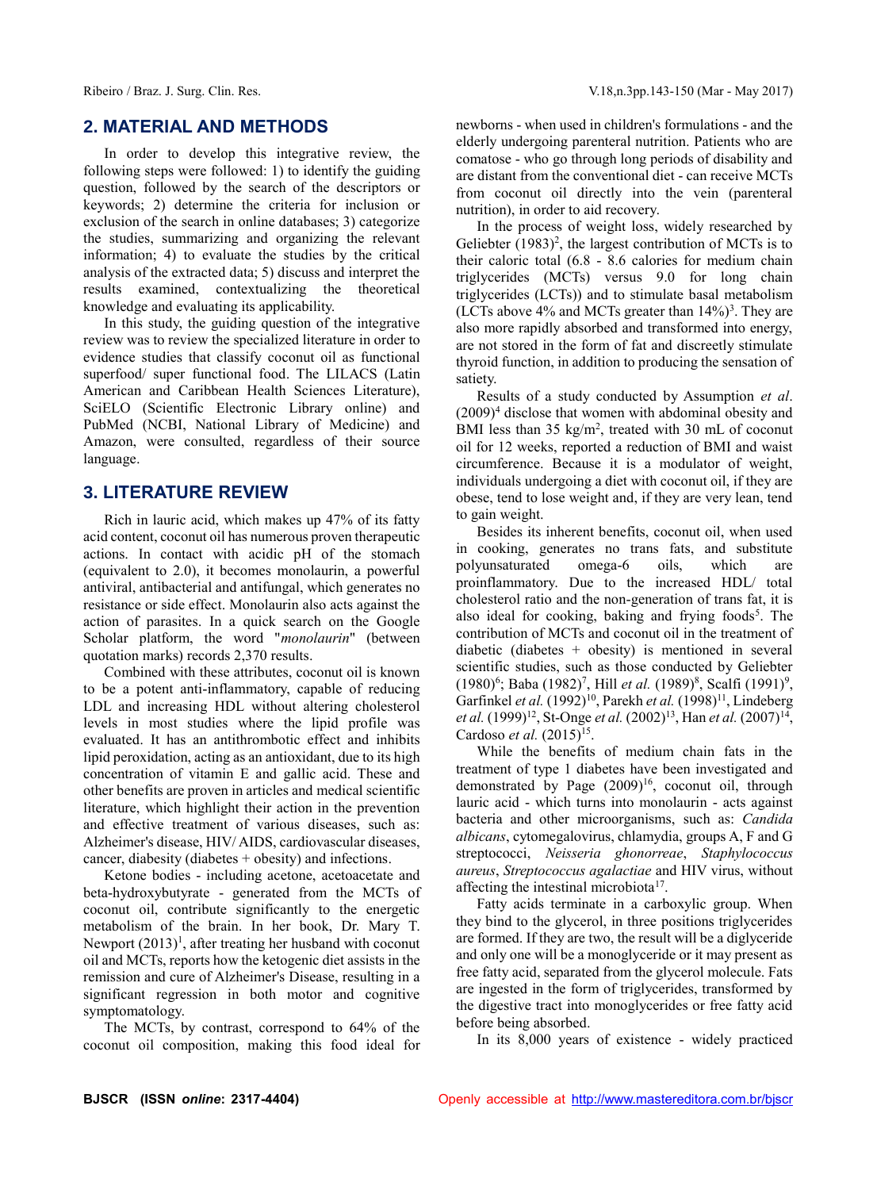## 2. MATERIAL AND METHODS

In order to develop this integrative review, the following steps were followed: 1) to identify the guiding question, followed by the search of the descriptors or keywords; 2) determine the criteria for inclusion or exclusion of the search in online databases; 3) categorize the studies, summarizing and organizing the relevant information; 4) to evaluate the studies by the critical analysis of the extracted data; 5) discuss and interpret the results examined, contextualizing the theoretical knowledge and evaluating its applicability.

In this study, the guiding question of the integrative review was to review the specialized literature in order to evidence studies that classify coconut oil as functional superfood/ super functional food. The LILACS (Latin American and Caribbean Health Sciences Literature), SciELO (Scientific Electronic Library online) and PubMed (NCBI, National Library of Medicine) and Amazon, were consulted, regardless of their source language.

## 3. LITERATURE REVIEW

Rich in lauric acid, which makes up 47% of its fatty acid content, coconut oil has numerous proven therapeutic actions. In contact with acidic pH of the stomach (equivalent to 2.0), it becomes monolaurin, a powerful antiviral, antibacterial and antifungal, which generates no resistance or side effect. Monolaurin also acts against the action of parasites. In a quick search on the Google Scholar platform, the word "*monolaurin*" (between quotation marks) records 2,370 results.

Combined with these attributes, coconut oil is known to be a potent anti-inflammatory, capable of reducing LDL and increasing HDL without altering cholesterol levels in most studies where the lipid profile was evaluated. It has an antithrombotic effect and inhibits lipid peroxidation, acting as an antioxidant, due to its high concentration of vitamin E and gallic acid. These and other benefits are proven in articles and medical scientific literature, which highlight their action in the prevention and effective treatment of various diseases, such as: Alzheimer's disease, HIV/ AIDS, cardiovascular diseases, cancer, diabesity (diabetes + obesity) and infections.

Ketone bodies - including acetone, acetoacetate and beta-hydroxybutyrate - generated from the MCTs of coconut oil, contribute significantly to the energetic metabolism of the brain. In her book, Dr. Mary T. Newport (2013)[1], after treating her husband with coconut oil and MCTs, reports how the ketogenic diet assists in the remission and cure of Alzheimer's Disease, resulting in a significant regression in both motor and cognitive symptomatology.

The MCTs, by contrast, correspond to 64% of the coconut oil composition, making this food ideal for newborns - when used in children's formulations - and the elderly undergoing parenteral nutrition. Patients who are comatose - who go through long periods of disability and are distant from the conventional diet - can receive MCTs from coconut oil directly into the vein (parenteral nutrition), in order to aid recovery.

In the process of weight loss, widely researched by Geliebter (1983)[2], the largest contribution of MCTs is to their caloric total (6.8 - 8.6 calories for medium chain triglycerides (MCTs) versus 9.0 for long chain triglycerides (LCTs)) and to stimulate basal metabolism (LCTs above 4% and MCTs greater than 14%)[3]. They are also more rapidly absorbed and transformed into energy, are not stored in the form of fat and discreetly stimulate thyroid function, in addition to producing the sensation of satiety.

Results of a study conducted by Assumption *et al*. (2009)[4] disclose that women with abdominal obesity and BMI less than 35 kg/m$^2$, treated with 30 mL of coconut oil for 12 weeks, reported a reduction of BMI and waist circumference. Because it is a modulator of weight, individuals undergoing a diet with coconut oil, if they are obese, tend to lose weight and, if they are very lean, tend to gain weight.

Besides its inherent benefits, coconut oil, when used in cooking, generates no trans fats, and substitute polyunsaturated omega-6 oils, which are proinflammatory. Due to the increased HDL/ total cholesterol ratio and the non-generation of trans fat, it is also ideal for cooking, baking and frying foods[5]. The contribution of MCTs and coconut oil in the treatment of diabetic (diabetes + obesity) is mentioned in several scientific studies, such as those conducted by Geliebter (1980)[6]; Baba (1982)[7], Hill *et al.* (1989)[8], Scalfi (1991)[9], Garfinkel *et al.* (1992)[10], Parekh *et al.* (1998)[11], Lindeberg *et al.* (1999)[12], St-Onge *et al.* (2002)[13], Han *et al.* (2007)[14], Cardoso *et al.* (2015)[15].

While the benefits of medium chain fats in the treatment of type 1 diabetes have been investigated and demonstrated by Page (2009)[16], coconut oil, through lauric acid - which turns into monolaurin - acts against bacteria and other microorganisms, such as: *Candida albicans*, cytomegalovirus, chlamydia, groups A, F and G streptococci, *Neisseria ghonorreae*, *Staphylococcus aureus*, *Streptococcus agalactiae* and HIV virus, without affecting the intestinal microbiota[17].

Fatty acids terminate in a carboxylic group. When they bind to the glycerol, in three positions triglycerides are formed. If they are two, the result will be a diglyceride and only one will be a monoglyceride or it may present as free fatty acid, separated from the glycerol molecule. Fats are ingested in the form of triglycerides, transformed by the digestive tract into monoglycerides or free fatty acid before being absorbed.

In its 8,000 years of existence - widely practiced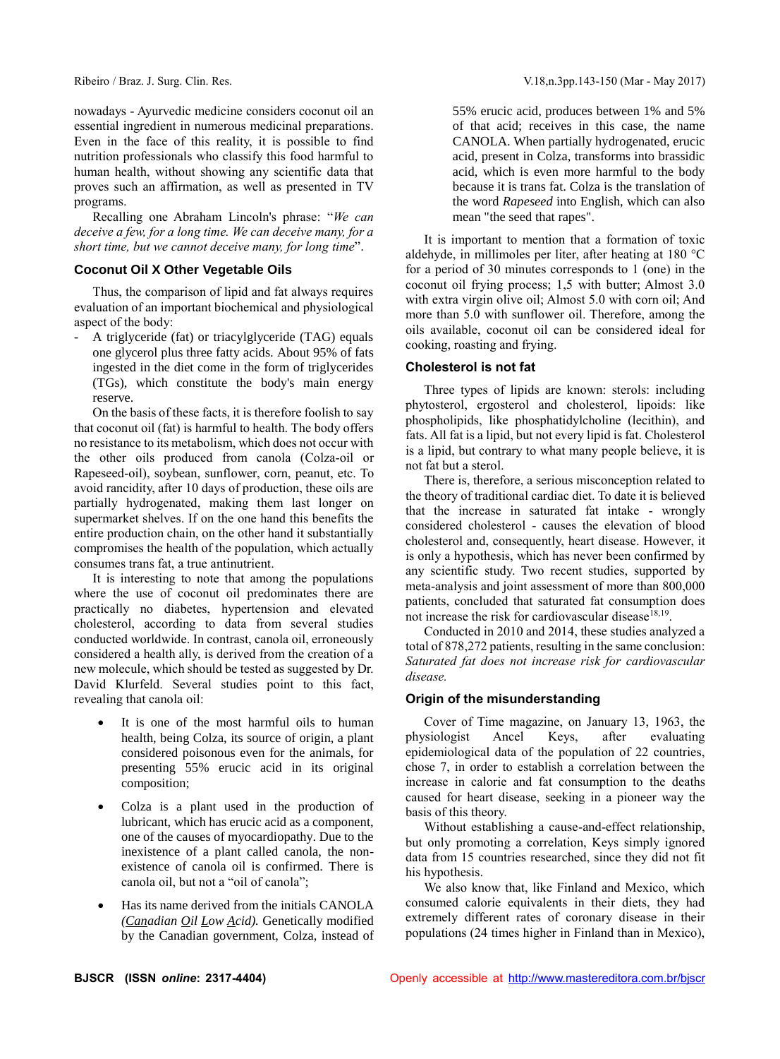nowadays - Ayurvedic medicine considers coconut oil an essential ingredient in numerous medicinal preparations. Even in the face of this reality, it is possible to find nutrition professionals who classify this food harmful to human health, without showing any scientific data that proves such an affirmation, as well as presented in TV programs.

Recalling one Abraham Lincoln's phrase: "*We can deceive a few, for a long time. We can deceive many, for a short time, but we cannot deceive many, for long time*".

### Coconut Oil X Other Vegetable Oils

Thus, the comparison of lipid and fat always requires evaluation of an important biochemical and physiological aspect of the body:

- A triglyceride (fat) or triacylglyceride (TAG) equals one glycerol plus three fatty acids. About 95% of fats ingested in the diet come in the form of triglycerides (TGs), which constitute the body's main energy reserve.

On the basis of these facts, it is therefore foolish to say that coconut oil (fat) is harmful to health. The body offers no resistance to its metabolism, which does not occur with the other oils produced from canola (Colza-oil or Rapeseed-oil), soybean, sunflower, corn, peanut, etc. To avoid rancidity, after 10 days of production, these oils are partially hydrogenated, making them last longer on supermarket shelves. If on the one hand this benefits the entire production chain, on the other hand it substantially compromises the health of the population, which actually consumes trans fat, a true antinutrient.

It is interesting to note that among the populations where the use of coconut oil predominates there are practically no diabetes, hypertension and elevated cholesterol, according to data from several studies conducted worldwide. In contrast, canola oil, erroneously considered a health ally, is derived from the creation of a new molecule, which should be tested as suggested by Dr. David Klurfeld. Several studies point to this fact, revealing that canola oil:

- It is one of the most harmful oils to human health, being Colza, its source of origin, a plant considered poisonous even for the animals, for presenting 55% erucic acid in its original composition;
- Colza is a plant used in the production of lubricant, which has erucic acid as a component, one of the causes of myocardiopathy. Due to the inexistence of a plant called canola, the non-existence of canola oil is confirmed. There is canola oil, but not a "oil of canola";
- Has its name derived from the initials CANOLA *(Canadian Oil Low Acid).* Genetically modified by the Canadian government, Colza, instead of 55% erucic acid, produces between 1% and 5% of that acid; receives in this case, the name CANOLA. When partially hydrogenated, erucic acid, present in Colza, transforms into brassidic acid, which is even more harmful to the body because it is trans fat. Colza is the translation of the word *Rapeseed* into English, which can also mean "the seed that rapes".

It is important to mention that a formation of toxic aldehyde, in millimoles per liter, after heating at 180 °C for a period of 30 minutes corresponds to 1 (one) in the coconut oil frying process; 1,5 with butter; Almost 3.0 with extra virgin olive oil; Almost 5.0 with corn oil; And more than 5.0 with sunflower oil. Therefore, among the oils available, coconut oil can be considered ideal for cooking, roasting and frying.

### Cholesterol is not fat

Three types of lipids are known: sterols: including phytosterol, ergosterol and cholesterol, lipoids: like phospholipids, like phosphatidylcholine (lecithin), and fats. All fat is a lipid, but not every lipid is fat. Cholesterol is a lipid, but contrary to what many people believe, it is not fat but a sterol.

There is, therefore, a serious misconception related to the theory of traditional cardiac diet. To date it is believed that the increase in saturated fat intake - wrongly considered cholesterol - causes the elevation of blood cholesterol and, consequently, heart disease. However, it is only a hypothesis, which has never been confirmed by any scientific study. Two recent studies, supported by meta-analysis and joint assessment of more than 800,000 patients, concluded that saturated fat consumption does not increase the risk for cardiovascular disease[18,19].

Conducted in 2010 and 2014, these studies analyzed a total of 878,272 patients, resulting in the same conclusion: *Saturated fat does not increase risk for cardiovascular disease.*

### Origin of the misunderstanding

Cover of Time magazine, on January 13, 1963, the physiologist Ancel Keys, after evaluating epidemiological data of the population of 22 countries, chose 7, in order to establish a correlation between the increase in calorie and fat consumption to the deaths caused for heart disease, seeking in a pioneer way the basis of this theory.

Without establishing a cause-and-effect relationship, but only promoting a correlation, Keys simply ignored data from 15 countries researched, since they did not fit his hypothesis.

We also know that, like Finland and Mexico, which consumed calorie equivalents in their diets, they had extremely different rates of coronary disease in their populations (24 times higher in Finland than in Mexico),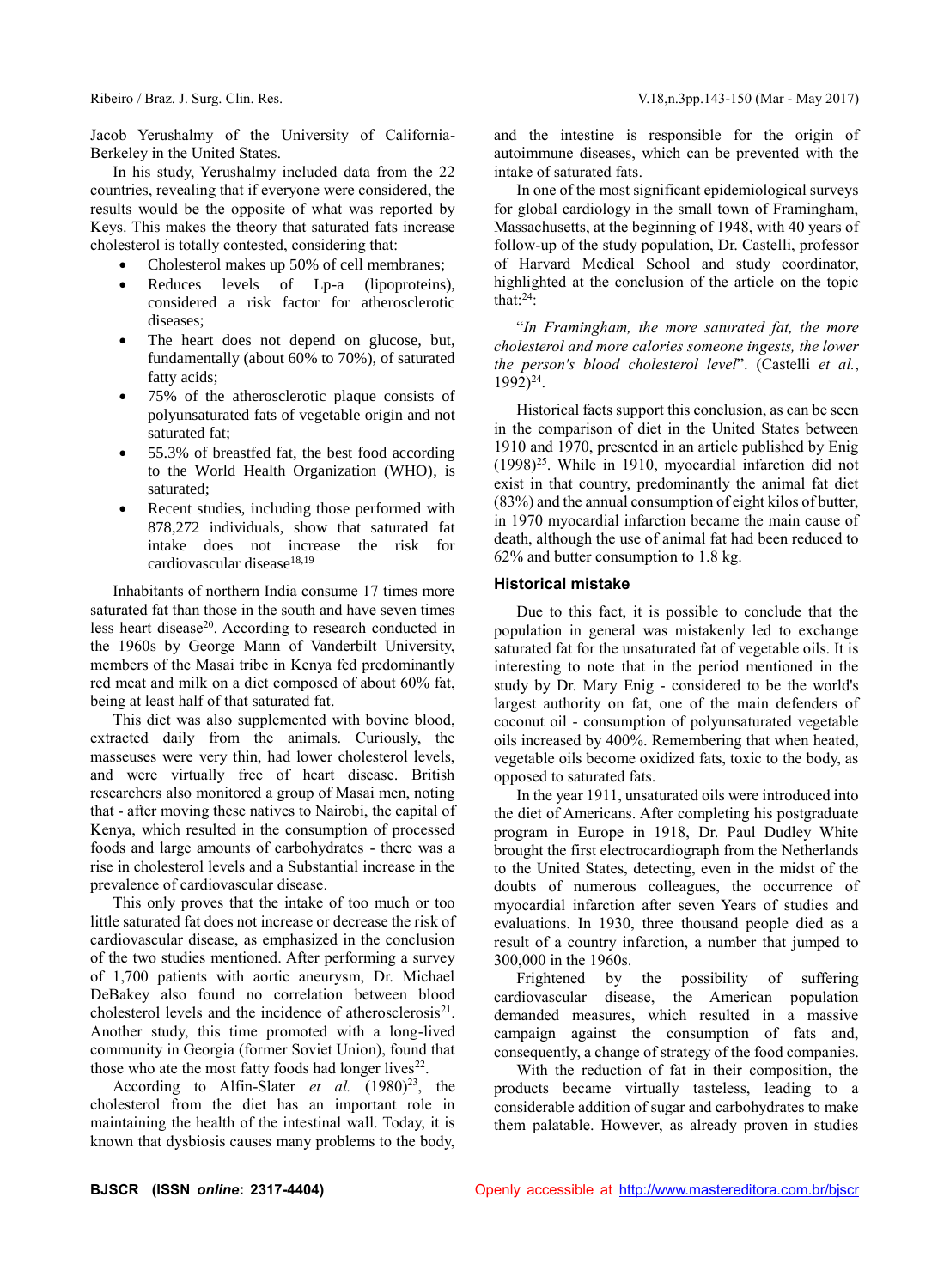Jacob Yerushalmy of the University of California-Berkeley in the United States.

In his study, Yerushalmy included data from the 22 countries, revealing that if everyone were considered, the results would be the opposite of what was reported by Keys. This makes the theory that saturated fats increase cholesterol is totally contested, considering that:

- Cholesterol makes up 50% of cell membranes;
- Reduces levels of Lp-a (lipoproteins), considered a risk factor for atherosclerotic diseases;
- The heart does not depend on glucose, but, fundamentally (about 60% to 70%), of saturated fatty acids;
- 75% of the atherosclerotic plaque consists of polyunsaturated fats of vegetable origin and not saturated fat;
- 55.3% of breastfed fat, the best food according to the World Health Organization (WHO), is saturated;
- Recent studies, including those performed with 878,272 individuals, show that saturated fat intake does not increase the risk for cardiovascular disease[18,19]

Inhabitants of northern India consume 17 times more saturated fat than those in the south and have seven times less heart disease[20]. According to research conducted in the 1960s by George Mann of Vanderbilt University, members of the Masai tribe in Kenya fed predominantly red meat and milk on a diet composed of about 60% fat, being at least half of that saturated fat.

This diet was also supplemented with bovine blood, extracted daily from the animals. Curiously, the masseuses were very thin, had lower cholesterol levels, and were virtually free of heart disease. British researchers also monitored a group of Masai men, noting that - after moving these natives to Nairobi, the capital of Kenya, which resulted in the consumption of processed foods and large amounts of carbohydrates - there was a rise in cholesterol levels and a Substantial increase in the prevalence of cardiovascular disease.

This only proves that the intake of too much or too little saturated fat does not increase or decrease the risk of cardiovascular disease, as emphasized in the conclusion of the two studies mentioned. After performing a survey of 1,700 patients with aortic aneurysm, Dr. Michael DeBakey also found no correlation between blood cholesterol levels and the incidence of atherosclerosis[21]. Another study, this time promoted with a long-lived community in Georgia (former Soviet Union), found that those who ate the most fatty foods had longer lives[22].

According to Alfin-Slater *et al.* (1980)[23], the cholesterol from the diet has an important role in maintaining the health of the intestinal wall. Today, it is known that dysbiosis causes many problems to the body, and the intestine is responsible for the origin of autoimmune diseases, which can be prevented with the intake of saturated fats.

In one of the most significant epidemiological surveys for global cardiology in the small town of Framingham, Massachusetts, at the beginning of 1948, with 40 years of follow-up of the study population, Dr. Castelli, professor of Harvard Medical School and study coordinator, highlighted at the conclusion of the article on the topic that:[24]:

"*In Framingham, the more saturated fat, the more cholesterol and more calories someone ingests, the lower the person's blood cholesterol level*". (Castelli *et al.*, 1992)[24].

Historical facts support this conclusion, as can be seen in the comparison of diet in the United States between 1910 and 1970, presented in an article published by Enig (1998)[25]. While in 1910, myocardial infarction did not exist in that country, predominantly the animal fat diet (83%) and the annual consumption of eight kilos of butter, in 1970 myocardial infarction became the main cause of death, although the use of animal fat had been reduced to 62% and butter consumption to 1.8 kg.

### Historical mistake

Due to this fact, it is possible to conclude that the population in general was mistakenly led to exchange saturated fat for the unsaturated fat of vegetable oils. It is interesting to note that in the period mentioned in the study by Dr. Mary Enig - considered to be the world's largest authority on fat, one of the main defenders of coconut oil - consumption of polyunsaturated vegetable oils increased by 400%. Remembering that when heated, vegetable oils become oxidized fats, toxic to the body, as opposed to saturated fats.

In the year 1911, unsaturated oils were introduced into the diet of Americans. After completing his postgraduate program in Europe in 1918, Dr. Paul Dudley White brought the first electrocardiograph from the Netherlands to the United States, detecting, even in the midst of the doubts of numerous colleagues, the occurrence of myocardial infarction after seven Years of studies and evaluations. In 1930, three thousand people died as a result of a country infarction, a number that jumped to 300,000 in the 1960s.

Frightened by the possibility of suffering cardiovascular disease, the American population demanded measures, which resulted in a massive campaign against the consumption of fats and, consequently, a change of strategy of the food companies.

With the reduction of fat in their composition, the products became virtually tasteless, leading to a considerable addition of sugar and carbohydrates to make them palatable. However, as already proven in studies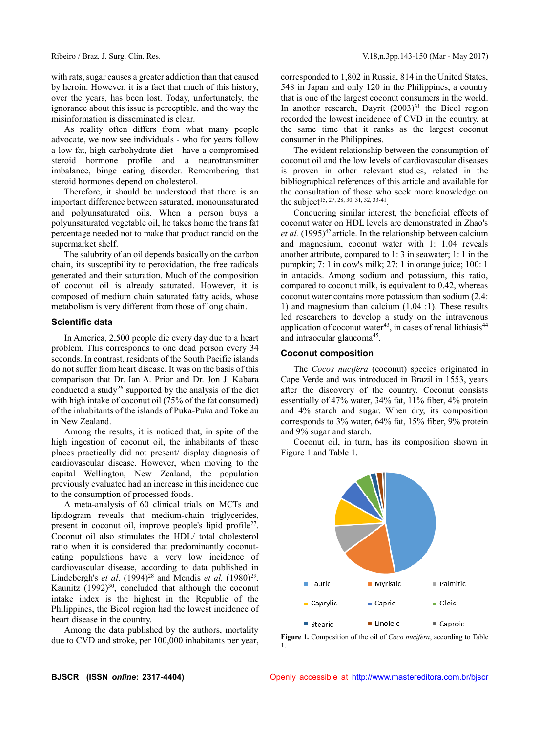with rats, sugar causes a greater addiction than that caused by heroin. However, it is a fact that much of this history, over the years, has been lost. Today, unfortunately, the ignorance about this issue is perceptible, and the way the misinformation is disseminated is clear.

As reality often differs from what many people advocate, we now see individuals - who for years follow a low-fat, high-carbohydrate diet - have a compromised steroid hormone profile and a neurotransmitter imbalance, binge eating disorder. Remembering that steroid hormones depend on cholesterol.

Therefore, it should be understood that there is an important difference between saturated, monounsaturated and polyunsaturated oils. When a person buys a polyunsaturated vegetable oil, he takes home the trans fat percentage needed not to make that product rancid on the supermarket shelf.

The salubrity of an oil depends basically on the carbon chain, its susceptibility to peroxidation, the free radicals generated and their saturation. Much of the composition of coconut oil is already saturated. However, it is composed of medium chain saturated fatty acids, whose metabolism is very different from those of long chain.

## Scientific data

In America, 2,500 people die every day due to a heart problem. This corresponds to one dead person every 34 seconds. In contrast, residents of the South Pacific islands do not suffer from heart disease. It was on the basis of this comparison that Dr. Ian A. Prior and Dr. Jon J. Kabara conducted a study[26] supported by the analysis of the diet with high intake of coconut oil (75% of the fat consumed) of the inhabitants of the islands of Puka-Puka and Tokelau in New Zealand.

Among the results, it is noticed that, in spite of the high ingestion of coconut oil, the inhabitants of these places practically did not present/ display diagnosis of cardiovascular disease. However, when moving to the capital Wellington, New Zealand, the population previously evaluated had an increase in this incidence due to the consumption of processed foods.

A meta-analysis of 60 clinical trials on MCTs and lipidogram reveals that medium-chain triglycerides, present in coconut oil, improve people's lipid profile[27]. Coconut oil also stimulates the HDL/ total cholesterol ratio when it is considered that predominantly coconut-eating populations have a very low incidence of cardiovascular disease, according to data published in Lindebergh's *et al*. (1994)[28] and Mendis *et al.* (1980)[29]. Kaunitz (1992)[30], concluded that although the coconut intake index is the highest in the Republic of the Philippines, the Bicol region had the lowest incidence of heart disease in the country.

Among the data published by the authors, mortality due to CVD and stroke, per 100,000 inhabitants per year, corresponded to 1,802 in Russia, 814 in the United States, 548 in Japan and only 120 in the Philippines, a country that is one of the largest coconut consumers in the world. In another research, Dayrit (2003)[31] the Bicol region recorded the lowest incidence of CVD in the country, at the same time that it ranks as the largest coconut consumer in the Philippines.

The evident relationship between the consumption of coconut oil and the low levels of cardiovascular diseases is proven in other relevant studies, related in the bibliographical references of this article and available for the consultation of those who seek more knowledge on the subject[15, 27, 28, 30, 31, 32, 33-41].

Conquering similar interest, the beneficial effects of coconut water on HDL levels are demonstrated in Zhao's *et al.* (1995)[42] article. In the relationship between calcium and magnesium, coconut water with 1: 1.04 reveals another attribute, compared to 1: 3 in seawater; 1: 1 in the pumpkin; 7: 1 in cow's milk; 27: 1 in orange juice; 100: 1 in antacids. Among sodium and potassium, this ratio, compared to coconut milk, is equivalent to 0.42, whereas coconut water contains more potassium than sodium (2.4: 1) and magnesium than calcium (1.04 :1). These results led researchers to develop a study on the intravenous application of coconut water[43], in cases of renal lithiasis[44] and intraocular glaucoma[45].

## Coconut composition

The *Cocos nucifera* (coconut) species originated in Cape Verde and was introduced in Brazil in 1553, years after the discovery of the country. Coconut consists essentially of 47% water, 34% fat, 11% fiber, 4% protein and 4% starch and sugar. When dry, its composition corresponds to 3% water, 64% fat, 15% fiber, 9% protein and 9% sugar and starch.

Coconut oil, in turn, has its composition shown in Figure 1 and Table 1.

Lauric, Myristic, Palmitic, Caprylic, Capric, Oleic, Stearic, Linoleic, Caproic

**Figure 1.** Composition of the oil of *Coco nucifera*, according to Table 1.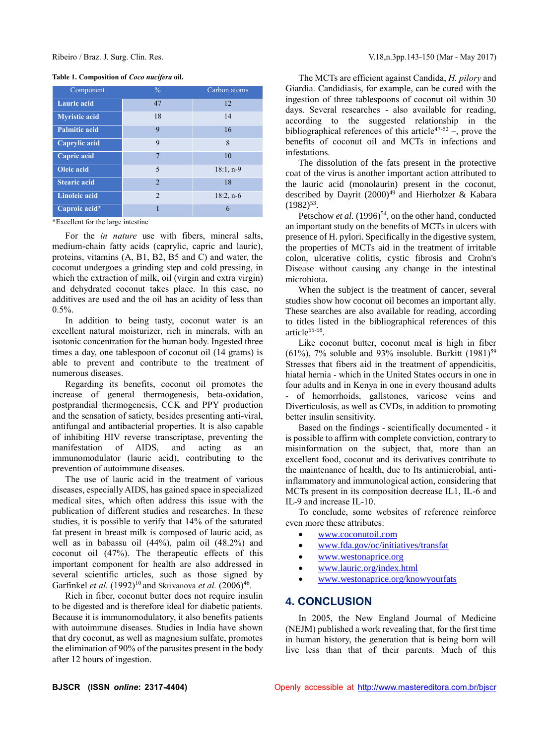**Table 1.** Composition of *Coco nucifera* oil.

| Component | % | Carbon atoms |
|---|---|---|
| **Lauric acid** | 47 | 12 |
| **Myristic acid** | 18 | 14 |
| **Palmitic acid** | 9 | 16 |
| **Caprylic acid** | 9 | 8 |
| **Capric acid** | 7 | 10 |
| **Oleic acid** | 5 | 18:1, n-9 |
| **Stearic acid** | 2 | 18 |
| **Linoleic acid** | 2 | 18:2, n-6 |
| **Caproic acid*** | 1 | 6 |

*Excellent for the large intestine

For the *in nature* use with fibers, mineral salts, medium-chain fatty acids (caprylic, capric and lauric), proteins, vitamins (A, B1, B2, B5 and C) and water, the coconut undergoes a grinding step and cold pressing, in which the extraction of milk, oil (virgin and extra virgin) and dehydrated coconut takes place. In this case, no additives are used and the oil has an acidity of less than 0.5%.

In addition to being tasty, coconut water is an excellent natural moisturizer, rich in minerals, with an isotonic concentration for the human body. Ingested three times a day, one tablespoon of coconut oil (14 grams) is able to prevent and contribute to the treatment of numerous diseases.

Regarding its benefits, coconut oil promotes the increase of general thermogenesis, beta-oxidation, postprandial thermogenesis, CCK and PPY production and the sensation of satiety, besides presenting anti-viral, antifungal and antibacterial properties. It is also capable of inhibiting HIV reverse transcriptase, preventing the manifestation of AIDS, and acting as an immunomodulator (lauric acid), contributing to the prevention of autoimmune diseases.

The use of lauric acid in the treatment of various diseases, especially AIDS, has gained space in specialized medical sites, which often address this issue with the publication of different studies and researches. In these studies, it is possible to verify that 14% of the saturated fat present in breast milk is composed of lauric acid, as well as in babassu oil (44%), palm oil (48.2%) and coconut oil (47%). The therapeutic effects of this important component for health are also addressed in several scientific articles, such as those signed by Garfinkel *et al.* (1992)[10] and Skrivanova *et al.* (2006)[46].

Rich in fiber, coconut butter does not require insulin to be digested and is therefore ideal for diabetic patients. Because it is immunomodulatory, it also benefits patients with autoimmune diseases. Studies in India have shown that dry coconut, as well as magnesium sulfate, promotes the elimination of 90% of the parasites present in the body after 12 hours of ingestion.

The MCTs are efficient against Candida, *H. pilory* and Giardia. Candidiasis, for example, can be cured with the ingestion of three tablespoons of coconut oil within 30 days. Several researches - also available for reading, according to the suggested relationship in the bibliographical references of this article[47-52] –, prove the benefits of coconut oil and MCTs in infections and infestations.

The dissolution of the fats present in the protective coat of the virus is another important action attributed to the lauric acid (monolaurin) present in the coconut, described by Dayrit (2000)[49] and Hierholzer & Kabara (1982)[53].

Petschow *et al.* (1996)[54], on the other hand, conducted an important study on the benefits of MCTs in ulcers with presence of H. pylori. Specifically in the digestive system, the properties of MCTs aid in the treatment of irritable colon, ulcerative colitis, cystic fibrosis and Crohn's Disease without causing any change in the intestinal microbiota.

When the subject is the treatment of cancer, several studies show how coconut oil becomes an important ally. These searches are also available for reading, according to titles listed in the bibliographical references of this article[55-58].

Like coconut butter, coconut meal is high in fiber (61%), 7% soluble and 93% insoluble. Burkitt (1981)[59] Stresses that fibers aid in the treatment of appendicitis, hiatal hernia - which in the United States occurs in one in four adults and in Kenya in one in every thousand adults - of hemorrhoids, gallstones, varicose veins and Diverticulosis, as well as CVDs, in addition to promoting better insulin sensitivity.

Based on the findings - scientifically documented - it is possible to affirm with complete conviction, contrary to misinformation on the subject, that, more than an excellent food, coconut and its derivatives contribute to the maintenance of health, due to Its antimicrobial, anti-inflammatory and immunological action, considering that MCTs present in its composition decrease IL1, IL-6 and IL-9 and increase IL-10.

To conclude, some websites of reference reinforce even more these attributes:

- www.coconutoil.com
- www.fda.gov/oc/initiatives/transfat
- www.westonaprice.org
- www.lauric.org/index.html
- www.westonaprice.org/knowyourfats

## 4. CONCLUSION

In 2005, the New England Journal of Medicine (NEJM) published a work revealing that, for the first time in human history, the generation that is being born will live less than that of their parents. Much of this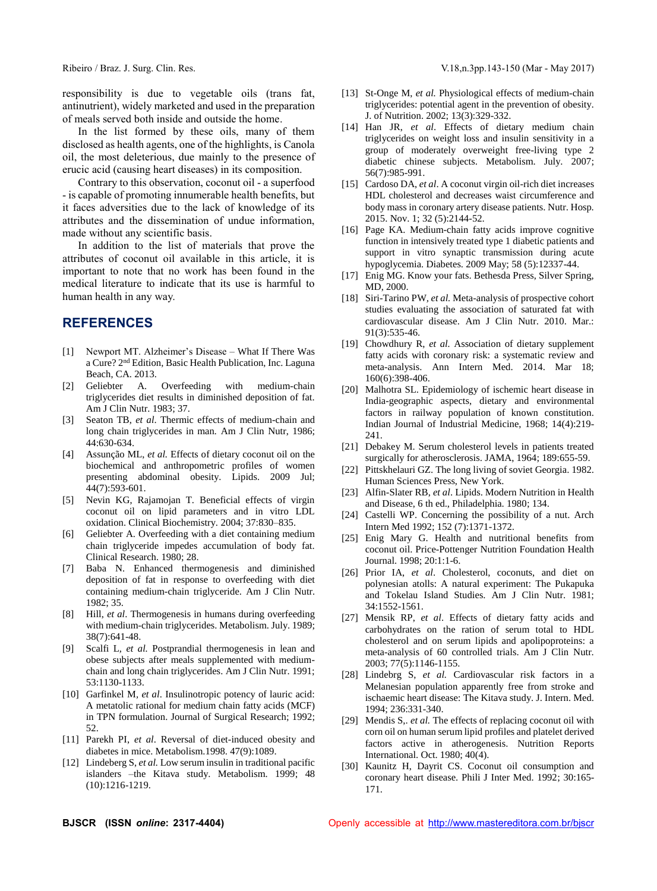responsibility is due to vegetable oils (trans fat, antinutrient), widely marketed and used in the preparation of meals served both inside and outside the home.

In the list formed by these oils, many of them disclosed as health agents, one of the highlights, is Canola oil, the most deleterious, due mainly to the presence of erucic acid (causing heart diseases) in its composition.

Contrary to this observation, coconut oil - a superfood - is capable of promoting innumerable health benefits, but it faces adversities due to the lack of knowledge of its attributes and the dissemination of undue information, made without any scientific basis.

In addition to the list of materials that prove the attributes of coconut oil available in this article, it is important to note that no work has been found in the medical literature to indicate that its use is harmful to human health in any way.

## REFERENCES

[1] Newport MT. Alzheimer's Disease – What If There Was a Cure? 2nd Edition, Basic Health Publication, Inc. Laguna Beach, CA. 2013.

[2] Geliebter A. Overfeeding with medium-chain triglycerides diet results in diminished deposition of fat. Am J Clin Nutr. 1983; 37.

[3] Seaton TB, *et al*. Thermic effects of medium-chain and long chain triglycerides in man. Am J Clin Nutr, 1986; 44:630-634.

[4] Assunção ML, *et al.* Effects of dietary coconut oil on the biochemical and anthropometric profiles of women presenting abdominal obesity. Lipids. 2009 Jul; 44(7):593-601.

[5] Nevin KG, Rajamojan T. Beneficial effects of virgin coconut oil on lipid parameters and in vitro LDL oxidation. Clinical Biochemistry. 2004; 37:830–835.

[6] Geliebter A. Overfeeding with a diet containing medium chain triglyceride impedes accumulation of body fat. Clinical Research. 1980; 28.

[7] Baba N. Enhanced thermogenesis and diminished deposition of fat in response to overfeeding with diet containing medium-chain triglyceride. Am J Clin Nutr. 1982; 35.

[8] Hill, *et al*. Thermogenesis in humans during overfeeding with medium-chain triglycerides. Metabolism. July. 1989; 38(7):641-48.

[9] Scalfi L, *et al.* Postprandial thermogenesis in lean and obese subjects after meals supplemented with medium-chain and long chain triglycerides. Am J Clin Nutr. 1991; 53:1130-1133.

[10] Garfinkel M, *et al*. Insulinotropic potency of lauric acid: A metatolic rational for medium chain fatty acids (MCF) in TPN formulation. Journal of Surgical Research; 1992; 52.

[11] Parekh PI, *et al*. Reversal of diet-induced obesity and diabetes in mice. Metabolism.1998. 47(9):1089.

[12] Lindeberg S, *et al.* Low serum insulin in traditional pacific islanders –the Kitava study. Metabolism. 1999; 48 (10):1216-1219.

[13] St-Onge M, *et al.* Physiological effects of medium-chain triglycerides: potential agent in the prevention of obesity. J. of Nutrition. 2002; 13(3):329-332.

[14] Han JR, *et al*. Effects of dietary medium chain triglycerides on weight loss and insulin sensitivity in a group of moderately overweight free-living type 2 diabetic chinese subjects. Metabolism. July. 2007; 56(7):985-991.

[15] Cardoso DA, *et al*. A coconut virgin oil-rich diet increases HDL cholesterol and decreases waist circumference and body mass in coronary artery disease patients. Nutr. Hosp. 2015. Nov. 1; 32 (5):2144-52.

[16] Page KA. Medium-chain fatty acids improve cognitive function in intensively treated type 1 diabetic patients and support in vitro synaptic transmission during acute hypoglycemia. Diabetes. 2009 May; 58 (5):12337-44.

[17] Enig MG. Know your fats. Bethesda Press, Silver Spring, MD, 2000.

[18] Siri-Tarino PW, *et al.* Meta-analysis of prospective cohort studies evaluating the association of saturated fat with cardiovascular disease. Am J Clin Nutr. 2010. Mar.: 91(3):535-46.

[19] Chowdhury R, *et al.* Association of dietary supplement fatty acids with coronary risk: a systematic review and meta-analysis. Ann Intern Med. 2014. Mar 18; 160(6):398-406.

[20] Malhotra SL. Epidemiology of ischemic heart disease in India-geographic aspects, dietary and environmental factors in railway population of known constitution. Indian Journal of Industrial Medicine, 1968; 14(4):219-241.

[21] Debakey M. Serum cholesterol levels in patients treated surgically for atherosclerosis. JAMA, 1964; 189:655-59.

[22] Pittskhelauri GZ. The long living of soviet Georgia. 1982. Human Sciences Press, New York.

[23] Alfin-Slater RB, *et al*. Lipids. Modern Nutrition in Health and Disease, 6 th ed., Philadelphia. 1980; 134.

[24] Castelli WP. Concerning the possibility of a nut. Arch Intern Med 1992; 152 (7):1371-1372.

[25] Enig Mary G. Health and nutritional benefits from coconut oil. Price-Pottenger Nutrition Foundation Health Journal. 1998; 20:1:1-6.

[26] Prior IA, *et al*. Cholesterol, coconuts, and diet on polynesian atolls: A natural experiment: The Pukapuka and Tokelau Island Studies. Am J Clin Nutr. 1981; 34:1552-1561.

[27] Mensik RP, *et al*. Effects of dietary fatty acids and carbohydrates on the ration of serum total to HDL cholesterol and on serum lipids and apolipoproteins: a meta-analysis of 60 controlled trials. Am J Clin Nutr. 2003; 77(5):1146-1155.

[28] Lindebrg S, *et al.* Cardiovascular risk factors in a Melanesian population apparently free from stroke and ischaemic heart disease: The Kitava study. J. Intern. Med. 1994; 236:331-340.

[29] Mendis S,. *et al.* The effects of replacing coconut oil with corn oil on human serum lipid profiles and platelet derived factors active in atherogenesis. Nutrition Reports International. Oct. 1980; 40(4).

[30] Kaunitz H, Dayrit CS. Coconut oil consumption and coronary heart disease. Phili J Inter Med. 1992; 30:165-171.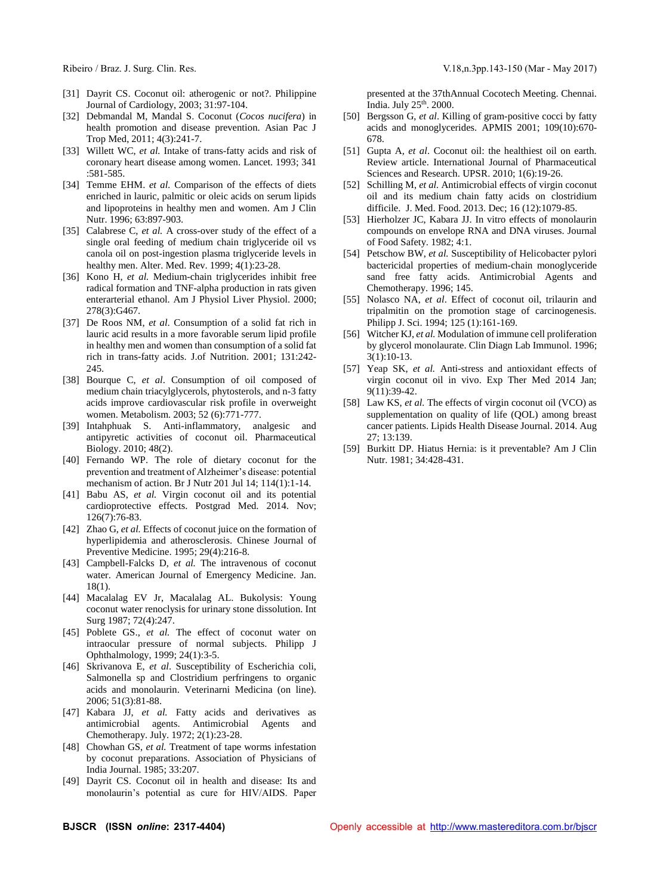[31] Dayrit CS. Coconut oil: atherogenic or not?. Philippine Journal of Cardiology, 2003; 31:97-104.

[32] Debmandal M, Mandal S. Coconut (*Cocos nucifera*) in health promotion and disease prevention. Asian Pac J Trop Med, 2011; 4(3):241-7.

[33] Willett WC, *et al.* Intake of trans-fatty acids and risk of coronary heart disease among women. Lancet. 1993; 341 :581-585.

[34] Temme EHM. *et al.* Comparison of the effects of diets enriched in lauric, palmitic or oleic acids on serum lipids and lipoproteins in healthy men and women. Am J Clin Nutr. 1996; 63:897-903.

[35] Calabrese C, *et al.* A cross-over study of the effect of a single oral feeding of medium chain triglyceride oil vs canola oil on post-ingestion plasma triglyceride levels in healthy men. Alter. Med. Rev. 1999; 4(1):23-28.

[36] Kono H, *et al.* Medium-chain triglycerides inhibit free radical formation and TNF-alpha production in rats given enterarterial ethanol. Am J Physiol Liver Physiol. 2000; 278(3):G467.

[37] De Roos NM, *et al.* Consumption of a solid fat rich in lauric acid results in a more favorable serum lipid profile in healthy men and women than consumption of a solid fat rich in trans-fatty acids. J.of Nutrition. 2001; 131:242-245.

[38] Bourque C, *et al.* Consumption of oil composed of medium chain triacylglycerols, phytosterols, and n-3 fatty acids improve cardiovascular risk profile in overweight women. Metabolism. 2003; 52 (6):771-777.

[39] Intahphuak S. Anti-inflammatory, analgesic and antipyretic activities of coconut oil. Pharmaceutical Biology. 2010; 48(2).

[40] Fernando WP. The role of dietary coconut for the prevention and treatment of Alzheimer's disease: potential mechanism of action. Br J Nutr 201 Jul 14; 114(1):1-14.

[41] Babu AS, *et al.* Virgin coconut oil and its potential cardioprotective effects. Postgrad Med. 2014. Nov; 126(7):76-83.

[42] Zhao G, *et al.* Effects of coconut juice on the formation of hyperlipidemia and atherosclerosis. Chinese Journal of Preventive Medicine. 1995; 29(4):216-8.

[43] Campbell-Falcks D, *et al.* The intravenous of coconut water. American Journal of Emergency Medicine. Jan. 18(1).

[44] Macalalag EV Jr, Macalalag AL. Bukolysis: Young coconut water renoclysis for urinary stone dissolution. Int Surg 1987; 72(4):247.

[45] Poblete GS., *et al.* The effect of coconut water on intraocular pressure of normal subjects. Philipp J Ophthalmology, 1999; 24(1):3-5.

[46] Skrivanova E, *et al.* Susceptibility of Escherichia coli, Salmonella sp and Clostridium perfringens to organic acids and monolaurin. Veterinarni Medicina (on line). 2006; 51(3):81-88.

[47] Kabara JJ, *et al.* Fatty acids and derivatives as antimicrobial agents. Antimicrobial Agents and Chemotherapy. July. 1972; 2(1):23-28.

[48] Chowhan GS, *et al.* Treatment of tape worms infestation by coconut preparations. Association of Physicians of India Journal. 1985; 33:207.

[49] Dayrit CS. Coconut oil in health and disease: Its and monolaurin's potential as cure for HIV/AIDS. Paper presented at the 37thAnnual Cocotech Meeting. Chennai. India. July 25th. 2000.

[50] Bergsson G, *et al.* Killing of gram-positive cocci by fatty acids and monoglycerides. APMIS 2001; 109(10):670-678.

[51] Gupta A, *et al.* Coconut oil: the healthiest oil on earth. Review article. International Journal of Pharmaceutical Sciences and Research. UPSR. 2010; 1(6):19-26.

[52] Schilling M, *et al.* Antimicrobial effects of virgin coconut oil and its medium chain fatty acids on clostridium difficile. J. Med. Food. 2013. Dec; 16 (12):1079-85.

[53] Hierholzer JC, Kabara JJ. In vitro effects of monolaurin compounds on envelope RNA and DNA viruses. Journal of Food Safety. 1982; 4:1.

[54] Petschow BW, *et al.* Susceptibility of Helicobacter pylori bactericidal properties of medium-chain monoglyceride sand free fatty acids. Antimicrobial Agents and Chemotherapy. 1996; 145.

[55] Nolasco NA, *et al.* Effect of coconut oil, trilaurin and tripalmitin on the promotion stage of carcinogenesis. Philipp J. Sci. 1994; 125 (1):161-169.

[56] Witcher KJ, *et al.* Modulation of immune cell proliferation by glycerol monolaurate. Clin Diagn Lab Immunol. 1996; 3(1):10-13.

[57] Yeap SK, *et al.* Anti-stress and antioxidant effects of virgin coconut oil in vivo. Exp Ther Med 2014 Jan; 9(11):39-42.

[58] Law KS, *et al.* The effects of virgin coconut oil (VCO) as supplementation on quality of life (QOL) among breast cancer patients. Lipids Health Disease Journal. 2014. Aug 27; 13:139.

[59] Burkitt DP. Hiatus Hernia: is it preventable? Am J Clin Nutr. 1981; 34:428-431.